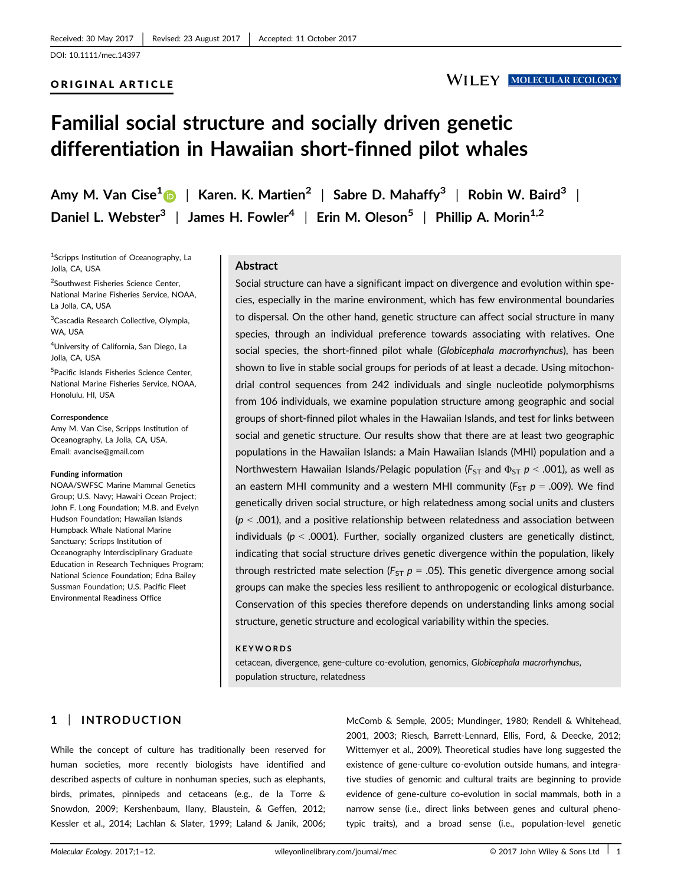Received: 30 May 2017 | Revised: 23 August 2017 | Accepted: 11 October 2017

DOI: 10.1111/mec.14397

ORIGINAL ARTICLE

# Familial social structure and socially driven genetic differentiation in Hawaiian short-finned pilot whales

Amy M. Van Cise[1] | Karen. K. Martien[2] | Sabre D. Mahaffy[3] | Robin W. Baird[3] | Daniel L. Webster[3] | James H. Fowler[4] | Erin M. Oleson[5] | Phillip A. Morin[1,2]

[1]Scripps Institution of Oceanography, La Jolla, CA, USA

[2]Southwest Fisheries Science Center, National Marine Fisheries Service, NOAA, La Jolla, CA, USA

[3]Cascadia Research Collective, Olympia, WA, USA

[4]University of California, San Diego, La Jolla, CA, USA

[5]Pacific Islands Fisheries Science Center, National Marine Fisheries Service, NOAA, Honolulu, HI, USA

**Correspondence**
Amy M. Van Cise, Scripps Institution of Oceanography, La Jolla, CA, USA.
Email: avancise@gmail.com

**Funding information**
NOAA/SWFSC Marine Mammal Genetics Group; U.S. Navy; Hawai'i Ocean Project; John F. Long Foundation; M.B. and Evelyn Hudson Foundation; Hawaiian Islands Humpback Whale National Marine Sanctuary; Scripps Institution of Oceanography Interdisciplinary Graduate Education in Research Techniques Program; National Science Foundation; Edna Bailey Sussman Foundation; U.S. Pacific Fleet Environmental Readiness Office

## Abstract

Social structure can have a significant impact on divergence and evolution within species, especially in the marine environment, which has few environmental boundaries to dispersal. On the other hand, genetic structure can affect social structure in many species, through an individual preference towards associating with relatives. One social species, the short-finned pilot whale (*Globicephala macrorhynchus*), has been shown to live in stable social groups for periods of at least a decade. Using mitochondrial control sequences from 242 individuals and single nucleotide polymorphisms from 106 individuals, we examine population structure among geographic and social groups of short-finned pilot whales in the Hawaiian Islands, and test for links between social and genetic structure. Our results show that there are at least two geographic populations in the Hawaiian Islands: a Main Hawaiian Islands (MHI) population and a Northwestern Hawaiian Islands/Pelagic population ($F_{ST}$ and $\Phi_{ST}$ $p < .001$), as well as an eastern MHI community and a western MHI community ($F_{ST}$ $p = .009$). We find genetically driven social structure, or high relatedness among social units and clusters ($p < .001$), and a positive relationship between relatedness and association between individuals ($p < .0001$). Further, socially organized clusters are genetically distinct, indicating that social structure drives genetic divergence within the population, likely through restricted mate selection ($F_{ST}$ $p = .05$). This genetic divergence among social groups can make the species less resilient to anthropogenic or ecological disturbance. Conservation of this species therefore depends on understanding links among social structure, genetic structure and ecological variability within the species.

**KEYWORDS**

cetacean, divergence, gene-culture co-evolution, genomics, *Globicephala macrorhynchus*, population structure, relatedness

## 1 | INTRODUCTION

While the concept of culture has traditionally been reserved for human societies, more recently biologists have identified and described aspects of culture in nonhuman species, such as elephants, birds, primates, pinnipeds and cetaceans (e.g., de la Torre & Snowdon, 2009; Kershenbaum, Ilany, Blaustein, & Geffen, 2012; Kessler et al., 2014; Lachlan & Slater, 1999; Laland & Janik, 2006; McComb & Semple, 2005; Mundinger, 1980; Rendell & Whitehead, 2001, 2003; Riesch, Barrett-Lennard, Ellis, Ford, & Deecke, 2012; Wittemyer et al., 2009). Theoretical studies have long suggested the existence of gene-culture co-evolution outside humans, and integrative studies of genomic and cultural traits are beginning to provide evidence of gene-culture co-evolution in social mammals, both in a narrow sense (i.e., direct links between genes and cultural phenotypic traits), and a broad sense (i.e., population-level genetic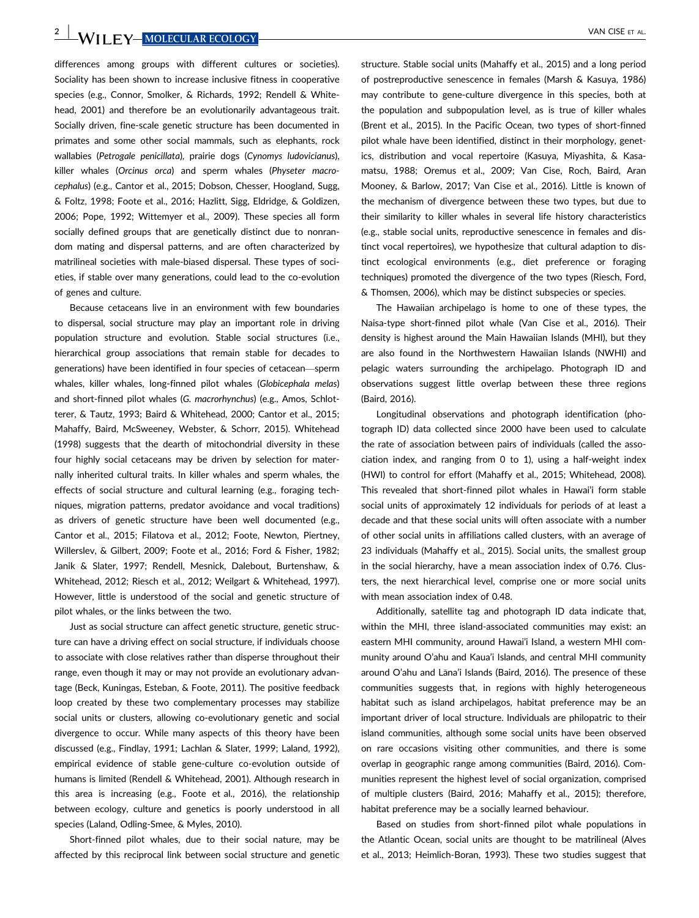differences among groups with different cultures or societies). Sociality has been shown to increase inclusive fitness in cooperative species (e.g., Connor, Smolker, & Richards, 1992; Rendell & Whitehead, 2001) and therefore be an evolutionarily advantageous trait. Socially driven, fine-scale genetic structure has been documented in primates and some other social mammals, such as elephants, rock wallabies (*Petrogale penicillata*), prairie dogs (*Cynomys ludovicianus*), killer whales (*Orcinus orca*) and sperm whales (*Physeter macrocephalus*) (e.g., Cantor et al., 2015; Dobson, Chesser, Hoogland, Sugg, & Foltz, 1998; Foote et al., 2016; Hazlitt, Sigg, Eldridge, & Goldizen, 2006; Pope, 1992; Wittemyer et al., 2009). These species all form socially defined groups that are genetically distinct due to nonrandom mating and dispersal patterns, and are often characterized by matrilineal societies with male-biased dispersal. These types of societies, if stable over many generations, could lead to the co-evolution of genes and culture.

Because cetaceans live in an environment with few boundaries to dispersal, social structure may play an important role in driving population structure and evolution. Stable social structures (i.e., hierarchical group associations that remain stable for decades to generations) have been identified in four species of cetacean—sperm whales, killer whales, long-finned pilot whales (*Globicephala melas*) and short-finned pilot whales (*G. macrorhynchus*) (e.g., Amos, Schlotterer, & Tautz, 1993; Baird & Whitehead, 2000; Cantor et al., 2015; Mahaffy, Baird, McSweeney, Webster, & Schorr, 2015). Whitehead (1998) suggests that the dearth of mitochondrial diversity in these four highly social cetaceans may be driven by selection for maternally inherited cultural traits. In killer whales and sperm whales, the effects of social structure and cultural learning (e.g., foraging techniques, migration patterns, predator avoidance and vocal traditions) as drivers of genetic structure have been well documented (e.g., Cantor et al., 2015; Filatova et al., 2012; Foote, Newton, Piertney, Willerslev, & Gilbert, 2009; Foote et al., 2016; Ford & Fisher, 1982; Janik & Slater, 1997; Rendell, Mesnick, Dalebout, Burtenshaw, & Whitehead, 2012; Riesch et al., 2012; Weilgart & Whitehead, 1997). However, little is understood of the social and genetic structure of pilot whales, or the links between the two.

Just as social structure can affect genetic structure, genetic structure can have a driving effect on social structure, if individuals choose to associate with close relatives rather than disperse throughout their range, even though it may or may not provide an evolutionary advantage (Beck, Kuningas, Esteban, & Foote, 2011). The positive feedback loop created by these two complementary processes may stabilize social units or clusters, allowing co-evolutionary genetic and social divergence to occur. While many aspects of this theory have been discussed (e.g., Findlay, 1991; Lachlan & Slater, 1999; Laland, 1992), empirical evidence of stable gene-culture co-evolution outside of humans is limited (Rendell & Whitehead, 2001). Although research in this area is increasing (e.g., Foote et al., 2016), the relationship between ecology, culture and genetics is poorly understood in all species (Laland, Odling-Smee, & Myles, 2010).

Short-finned pilot whales, due to their social nature, may be affected by this reciprocal link between social structure and genetic structure. Stable social units (Mahaffy et al., 2015) and a long period of postreproductive senescence in females (Marsh & Kasuya, 1986) may contribute to gene-culture divergence in this species, both at the population and subpopulation level, as is true of killer whales (Brent et al., 2015). In the Pacific Ocean, two types of short-finned pilot whale have been identified, distinct in their morphology, genetics, distribution and vocal repertoire (Kasuya, Miyashita, & Kasamatsu, 1988; Oremus et al., 2009; Van Cise, Roch, Baird, Aran Mooney, & Barlow, 2017; Van Cise et al., 2016). Little is known of the mechanism of divergence between these two types, but due to their similarity to killer whales in several life history characteristics (e.g., stable social units, reproductive senescence in females and distinct vocal repertoires), we hypothesize that cultural adaption to distinct ecological environments (e.g., diet preference or foraging techniques) promoted the divergence of the two types (Riesch, Ford, & Thomsen, 2006), which may be distinct subspecies or species.

The Hawaiian archipelago is home to one of these types, the Naisa-type short-finned pilot whale (Van Cise et al., 2016). Their density is highest around the Main Hawaiian Islands (MHI), but they are also found in the Northwestern Hawaiian Islands (NWHI) and pelagic waters surrounding the archipelago. Photograph ID and observations suggest little overlap between these three regions (Baird, 2016).

Longitudinal observations and photograph identification (photograph ID) data collected since 2000 have been used to calculate the rate of association between pairs of individuals (called the association index, and ranging from 0 to 1), using a half-weight index (HWI) to control for effort (Mahaffy et al., 2015; Whitehead, 2008). This revealed that short-finned pilot whales in Hawai'i form stable social units of approximately 12 individuals for periods of at least a decade and that these social units will often associate with a number of other social units in affiliations called clusters, with an average of 23 individuals (Mahaffy et al., 2015). Social units, the smallest group in the social hierarchy, have a mean association index of 0.76. Clusters, the next hierarchical level, comprise one or more social units with mean association index of 0.48.

Additionally, satellite tag and photograph ID data indicate that, within the MHI, three island-associated communities may exist: an eastern MHI community, around Hawai'i Island, a western MHI community around O'ahu and Kaua'i Islands, and central MHI community around O'ahu and Lāna'i Islands (Baird, 2016). The presence of these communities suggests that, in regions with highly heterogeneous habitat such as island archipelagos, habitat preference may be an important driver of local structure. Individuals are philopatric to their island communities, although some social units have been observed on rare occasions visiting other communities, and there is some overlap in geographic range among communities (Baird, 2016). Communities represent the highest level of social organization, comprised of multiple clusters (Baird, 2016; Mahaffy et al., 2015); therefore, habitat preference may be a socially learned behaviour.

Based on studies from short-finned pilot whale populations in the Atlantic Ocean, social units are thought to be matrilineal (Alves et al., 2013; Heimlich-Boran, 1993). These two studies suggest that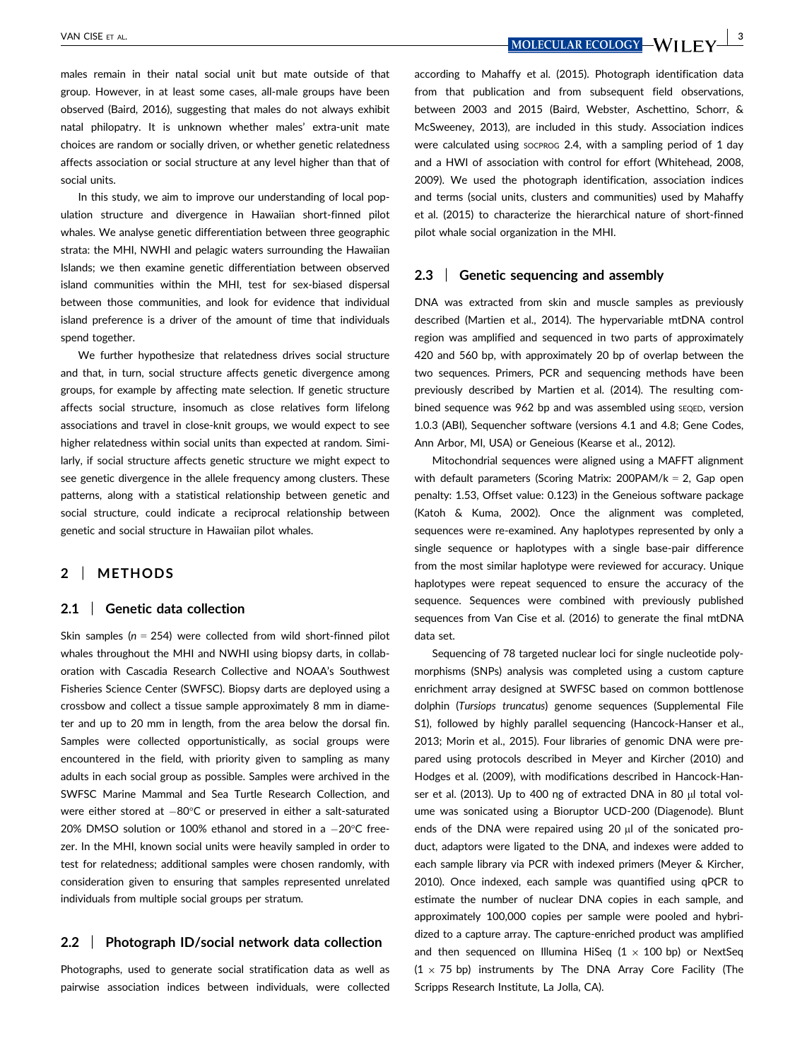males remain in their natal social unit but mate outside of that group. However, in at least some cases, all-male groups have been observed (Baird, 2016), suggesting that males do not always exhibit natal philopatry. It is unknown whether males' extra-unit mate choices are random or socially driven, or whether genetic relatedness affects association or social structure at any level higher than that of social units.

In this study, we aim to improve our understanding of local population structure and divergence in Hawaiian short-finned pilot whales. We analyse genetic differentiation between three geographic strata: the MHI, NWHI and pelagic waters surrounding the Hawaiian Islands; we then examine genetic differentiation between observed island communities within the MHI, test for sex-biased dispersal between those communities, and look for evidence that individual island preference is a driver of the amount of time that individuals spend together.

We further hypothesize that relatedness drives social structure and that, in turn, social structure affects genetic divergence among groups, for example by affecting mate selection. If genetic structure affects social structure, insomuch as close relatives form lifelong associations and travel in close-knit groups, we would expect to see higher relatedness within social units than expected at random. Similarly, if social structure affects genetic structure we might expect to see genetic divergence in the allele frequency among clusters. These patterns, along with a statistical relationship between genetic and social structure, could indicate a reciprocal relationship between genetic and social structure in Hawaiian pilot whales.

## 2 | METHODS

### 2.1 | Genetic data collection

Skin samples (*n* = 254) were collected from wild short-finned pilot whales throughout the MHI and NWHI using biopsy darts, in collaboration with Cascadia Research Collective and NOAA's Southwest Fisheries Science Center (SWFSC). Biopsy darts are deployed using a crossbow and collect a tissue sample approximately 8 mm in diameter and up to 20 mm in length, from the area below the dorsal fin. Samples were collected opportunistically, as social groups were encountered in the field, with priority given to sampling as many adults in each social group as possible. Samples were archived in the SWFSC Marine Mammal and Sea Turtle Research Collection, and were either stored at −80°C or preserved in either a salt-saturated 20% DMSO solution or 100% ethanol and stored in a −20°C freezer. In the MHI, known social units were heavily sampled in order to test for relatedness; additional samples were chosen randomly, with consideration given to ensuring that samples represented unrelated individuals from multiple social groups per stratum.

### 2.2 | Photograph ID/social network data collection

Photographs, used to generate social stratification data as well as pairwise association indices between individuals, were collected according to Mahaffy et al. (2015). Photograph identification data from that publication and from subsequent field observations, between 2003 and 2015 (Baird, Webster, Aschettino, Schorr, & McSweeney, 2013), are included in this study. Association indices were calculated using SOCPROG 2.4, with a sampling period of 1 day and a HWI of association with control for effort (Whitehead, 2008, 2009). We used the photograph identification, association indices and terms (social units, clusters and communities) used by Mahaffy et al. (2015) to characterize the hierarchical nature of short-finned pilot whale social organization in the MHI.

### 2.3 | Genetic sequencing and assembly

DNA was extracted from skin and muscle samples as previously described (Martien et al., 2014). The hypervariable mtDNA control region was amplified and sequenced in two parts of approximately 420 and 560 bp, with approximately 20 bp of overlap between the two sequences. Primers, PCR and sequencing methods have been previously described by Martien et al. (2014). The resulting combined sequence was 962 bp and was assembled using SEQED, version 1.0.3 (ABI), Sequencher software (versions 4.1 and 4.8; Gene Codes, Ann Arbor, MI, USA) or Geneious (Kearse et al., 2012).

Mitochondrial sequences were aligned using a MAFFT alignment with default parameters (Scoring Matrix: 200PAM/k = 2, Gap open penalty: 1.53, Offset value: 0.123) in the Geneious software package (Katoh & Kuma, 2002). Once the alignment was completed, sequences were re-examined. Any haplotypes represented by only a single sequence or haplotypes with a single base-pair difference from the most similar haplotype were reviewed for accuracy. Unique haplotypes were repeat sequenced to ensure the accuracy of the sequence. Sequences were combined with previously published sequences from Van Cise et al. (2016) to generate the final mtDNA data set.

Sequencing of 78 targeted nuclear loci for single nucleotide polymorphisms (SNPs) analysis was completed using a custom capture enrichment array designed at SWFSC based on common bottlenose dolphin (*Tursiops truncatus*) genome sequences (Supplemental File S1), followed by highly parallel sequencing (Hancock-Hanser et al., 2013; Morin et al., 2015). Four libraries of genomic DNA were prepared using protocols described in Meyer and Kircher (2010) and Hodges et al. (2009), with modifications described in Hancock-Hanser et al. (2013). Up to 400 ng of extracted DNA in 80 μl total volume was sonicated using a Bioruptor UCD-200 (Diagenode). Blunt ends of the DNA were repaired using 20 μl of the sonicated product, adaptors were ligated to the DNA, and indexes were added to each sample library via PCR with indexed primers (Meyer & Kircher, 2010). Once indexed, each sample was quantified using qPCR to estimate the number of nuclear DNA copies in each sample, and approximately 100,000 copies per sample were pooled and hybridized to a capture array. The capture-enriched product was amplified and then sequenced on Illumina HiSeq (1 × 100 bp) or NextSeq (1 × 75 bp) instruments by The DNA Array Core Facility (The Scripps Research Institute, La Jolla, CA).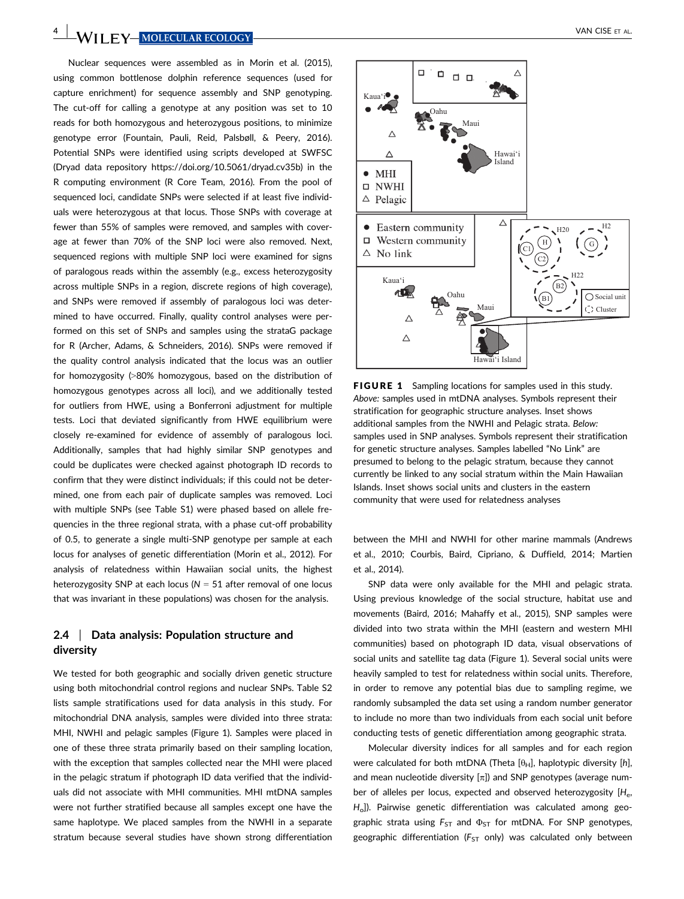Nuclear sequences were assembled as in Morin et al. (2015), using common bottlenose dolphin reference sequences (used for capture enrichment) for sequence assembly and SNP genotyping. The cut-off for calling a genotype at any position was set to 10 reads for both homozygous and heterozygous positions, to minimize genotype error (Fountain, Pauli, Reid, Palsbøll, & Peery, 2016). Potential SNPs were identified using scripts developed at SWFSC (Dryad data repository https://doi.org/10.5061/dryad.cv35b) in the R computing environment (R Core Team, 2016). From the pool of sequenced loci, candidate SNPs were selected if at least five individuals were heterozygous at that locus. Those SNPs with coverage at fewer than 55% of samples were removed, and samples with coverage at fewer than 70% of the SNP loci were also removed. Next, sequenced regions with multiple SNP loci were examined for signs of paralogous reads within the assembly (e.g., excess heterozygosity across multiple SNPs in a region, discrete regions of high coverage), and SNPs were removed if assembly of paralogous loci was determined to have occurred. Finally, quality control analyses were performed on this set of SNPs and samples using the strataG package for R (Archer, Adams, & Schneiders, 2016). SNPs were removed if the quality control analysis indicated that the locus was an outlier for homozygosity (>80% homozygous, based on the distribution of homozygous genotypes across all loci), and we additionally tested for outliers from HWE, using a Bonferroni adjustment for multiple tests. Loci that deviated significantly from HWE equilibrium were closely re-examined for evidence of assembly of paralogous loci. Additionally, samples that had highly similar SNP genotypes and could be duplicates were checked against photograph ID records to confirm that they were distinct individuals; if this could not be determined, one from each pair of duplicate samples was removed. Loci with multiple SNPs (see Table S1) were phased based on allele frequencies in the three regional strata, with a phase cut-off probability of 0.5, to generate a single multi-SNP genotype per sample at each locus for analyses of genetic differentiation (Morin et al., 2012). For analysis of relatedness within Hawaiian social units, the highest heterozygosity SNP at each locus ($N = 51$ after removal of one locus that was invariant in these populations) was chosen for the analysis.

## 2.4 | Data analysis: Population structure and diversity

We tested for both geographic and socially driven genetic structure using both mitochondrial control regions and nuclear SNPs. Table S2 lists sample stratifications used for data analysis in this study. For mitochondrial DNA analysis, samples were divided into three strata: MHI, NWHI and pelagic samples (Figure 1). Samples were placed in one of these three strata primarily based on their sampling location, with the exception that samples collected near the MHI were placed in the pelagic stratum if photograph ID data verified that the individuals did not associate with MHI communities. MHI mtDNA samples were not further stratified because all samples except one have the same haplotype. We placed samples from the NWHI in a separate stratum because several studies have shown strong differentiation between the MHI and NWHI for other marine mammals (Andrews et al., 2010; Courbis, Baird, Cipriano, & Duffield, 2014; Martien et al., 2014).

**FIGURE 1** Sampling locations for samples used in this study. *Above:* samples used in mtDNA analyses. Symbols represent their stratification for geographic structure analyses. Inset shows additional samples from the NWHI and Pelagic strata. *Below:* samples used in SNP analyses. Symbols represent their stratification for genetic structure analyses. Samples labelled "No Link" are presumed to belong to the pelagic stratum, because they cannot currently be linked to any social stratum within the Main Hawaiian Islands. Inset shows social units and clusters in the eastern community that were used for relatedness analyses

SNP data were only available for the MHI and pelagic strata. Using previous knowledge of the social structure, habitat use and movements (Baird, 2016; Mahaffy et al., 2015), SNP samples were divided into two strata within the MHI (eastern and western MHI communities) based on photograph ID data, visual observations of social units and satellite tag data (Figure 1). Several social units were heavily sampled to test for relatedness within social units. Therefore, in order to remove any potential bias due to sampling regime, we randomly subsampled the data set using a random number generator to include no more than two individuals from each social unit before conducting tests of genetic differentiation among geographic strata.

Molecular diversity indices for all samples and for each region were calculated for both mtDNA (Theta [$\theta_H$], haplotypic diversity [*h*], and mean nucleotide diversity [$\pi$]) and SNP genotypes (average number of alleles per locus, expected and observed heterozygosity [$H_e$, $H_o$]). Pairwise genetic differentiation was calculated among geographic strata using $F_{ST}$ and $\Phi_{ST}$ for mtDNA. For SNP genotypes, geographic differentiation ($F_{ST}$ only) was calculated only between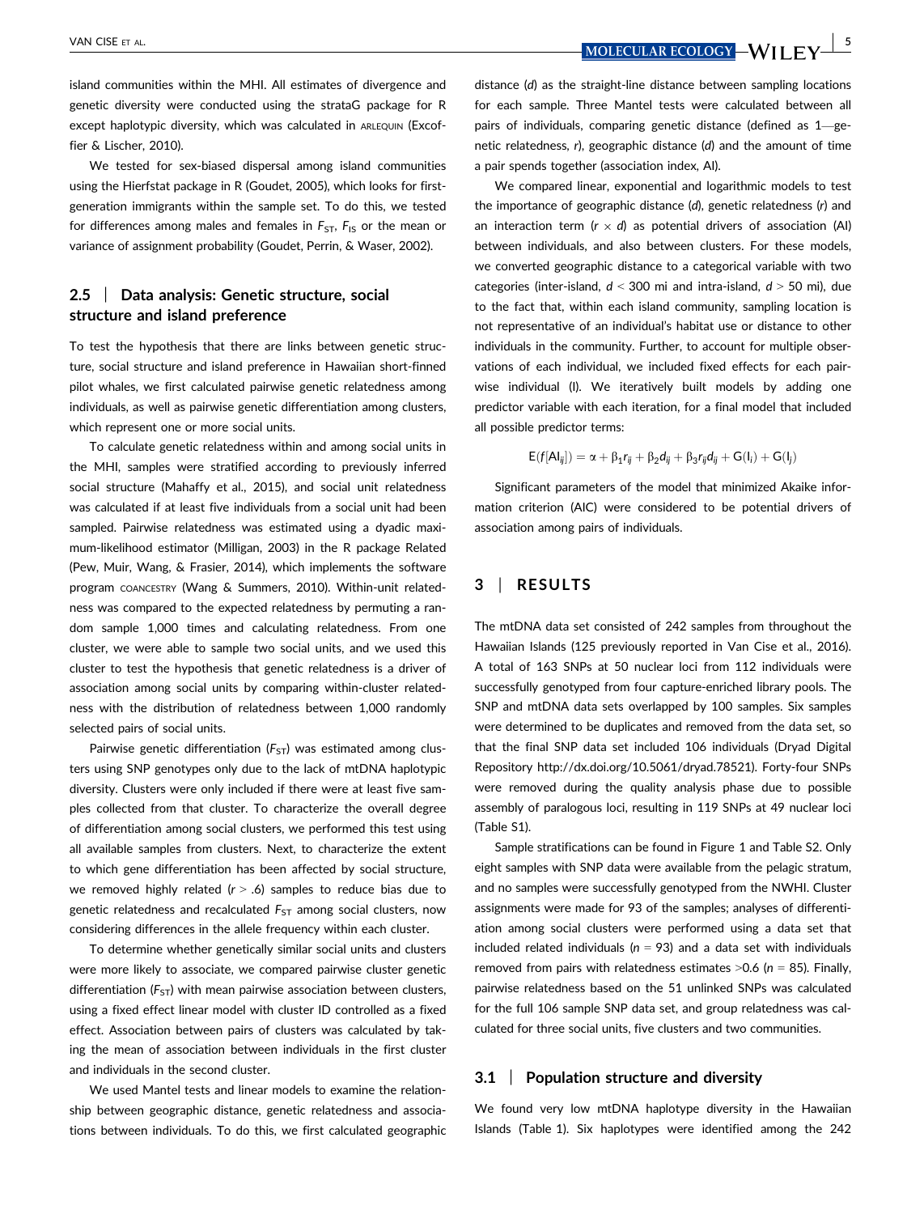island communities within the MHI. All estimates of divergence and genetic diversity were conducted using the strataG package for R except haplotypic diversity, which was calculated in ARLEQUIN (Excoffier & Lischer, 2010).

We tested for sex-biased dispersal among island communities using the Hierfstat package in R (Goudet, 2005), which looks for first-generation immigrants within the sample set. To do this, we tested for differences among males and females in $F_{ST}$, $F_{IS}$ or the mean or variance of assignment probability (Goudet, Perrin, & Waser, 2002).

### 2.5 | Data analysis: Genetic structure, social structure and island preference

To test the hypothesis that there are links between genetic structure, social structure and island preference in Hawaiian short-finned pilot whales, we first calculated pairwise genetic relatedness among individuals, as well as pairwise genetic differentiation among clusters, which represent one or more social units.

To calculate genetic relatedness within and among social units in the MHI, samples were stratified according to previously inferred social structure (Mahaffy et al., 2015), and social unit relatedness was calculated if at least five individuals from a social unit had been sampled. Pairwise relatedness was estimated using a dyadic maximum-likelihood estimator (Milligan, 2003) in the R package Related (Pew, Muir, Wang, & Frasier, 2014), which implements the software program COANCESTRY (Wang & Summers, 2010). Within-unit relatedness was compared to the expected relatedness by permuting a random sample 1,000 times and calculating relatedness. From one cluster, we were able to sample two social units, and we used this cluster to test the hypothesis that genetic relatedness is a driver of association among social units by comparing within-cluster relatedness with the distribution of relatedness between 1,000 randomly selected pairs of social units.

Pairwise genetic differentiation ($F_{ST}$) was estimated among clusters using SNP genotypes only due to the lack of mtDNA haplotypic diversity. Clusters were only included if there were at least five samples collected from that cluster. To characterize the overall degree of differentiation among social clusters, we performed this test using all available samples from clusters. Next, to characterize the extent to which gene differentiation has been affected by social structure, we removed highly related ($r > .6$) samples to reduce bias due to genetic relatedness and recalculated $F_{ST}$ among social clusters, now considering differences in the allele frequency within each cluster.

To determine whether genetically similar social units and clusters were more likely to associate, we compared pairwise cluster genetic differentiation ($F_{ST}$) with mean pairwise association between clusters, using a fixed effect linear model with cluster ID controlled as a fixed effect. Association between pairs of clusters was calculated by taking the mean of association between individuals in the first cluster and individuals in the second cluster.

We used Mantel tests and linear models to examine the relationship between geographic distance, genetic relatedness and associations between individuals. To do this, we first calculated geographic distance ($d$) as the straight-line distance between sampling locations for each sample. Three Mantel tests were calculated between all pairs of individuals, comparing genetic distance (defined as 1—genetic relatedness, $r$), geographic distance ($d$) and the amount of time a pair spends together (association index, AI).

We compared linear, exponential and logarithmic models to test the importance of geographic distance ($d$), genetic relatedness ($r$) and an interaction term ($r \times d$) as potential drivers of association (AI) between individuals, and also between clusters. For these models, we converted geographic distance to a categorical variable with two categories (inter-island, $d$ < 300 mi and intra-island, $d$ > 50 mi), due to the fact that, within each island community, sampling location is not representative of an individual's habitat use or distance to other individuals in the community. Further, to account for multiple observations of each individual, we included fixed effects for each pairwise individual (I). We iteratively built models by adding one predictor variable with each iteration, for a final model that included all possible predictor terms:

$$E(f[AI_{ij}]) = \alpha + \beta_1 r_{ij} + \beta_2 d_{ij} + \beta_3 r_{ij} d_{ij} + G(I_i) + G(I_j)$$

Significant parameters of the model that minimized Akaike information criterion (AIC) were considered to be potential drivers of association among pairs of individuals.

## 3 | RESULTS

The mtDNA data set consisted of 242 samples from throughout the Hawaiian Islands (125 previously reported in Van Cise et al., 2016). A total of 163 SNPs at 50 nuclear loci from 112 individuals were successfully genotyped from four capture-enriched library pools. The SNP and mtDNA data sets overlapped by 100 samples. Six samples were determined to be duplicates and removed from the data set, so that the final SNP data set included 106 individuals (Dryad Digital Repository http://dx.doi.org/10.5061/dryad.78521). Forty-four SNPs were removed during the quality analysis phase due to possible assembly of paralogous loci, resulting in 119 SNPs at 49 nuclear loci (Table S1).

Sample stratifications can be found in Figure 1 and Table S2. Only eight samples with SNP data were available from the pelagic stratum, and no samples were successfully genotyped from the NWHI. Cluster assignments were made for 93 of the samples; analyses of differentiation among social clusters were performed using a data set that included related individuals ($n$ = 93) and a data set with individuals removed from pairs with relatedness estimates >0.6 ($n$ = 85). Finally, pairwise relatedness based on the 51 unlinked SNPs was calculated for the full 106 sample SNP data set, and group relatedness was calculated for three social units, five clusters and two communities.

### 3.1 | Population structure and diversity

We found very low mtDNA haplotype diversity in the Hawaiian Islands (Table 1). Six haplotypes were identified among the 242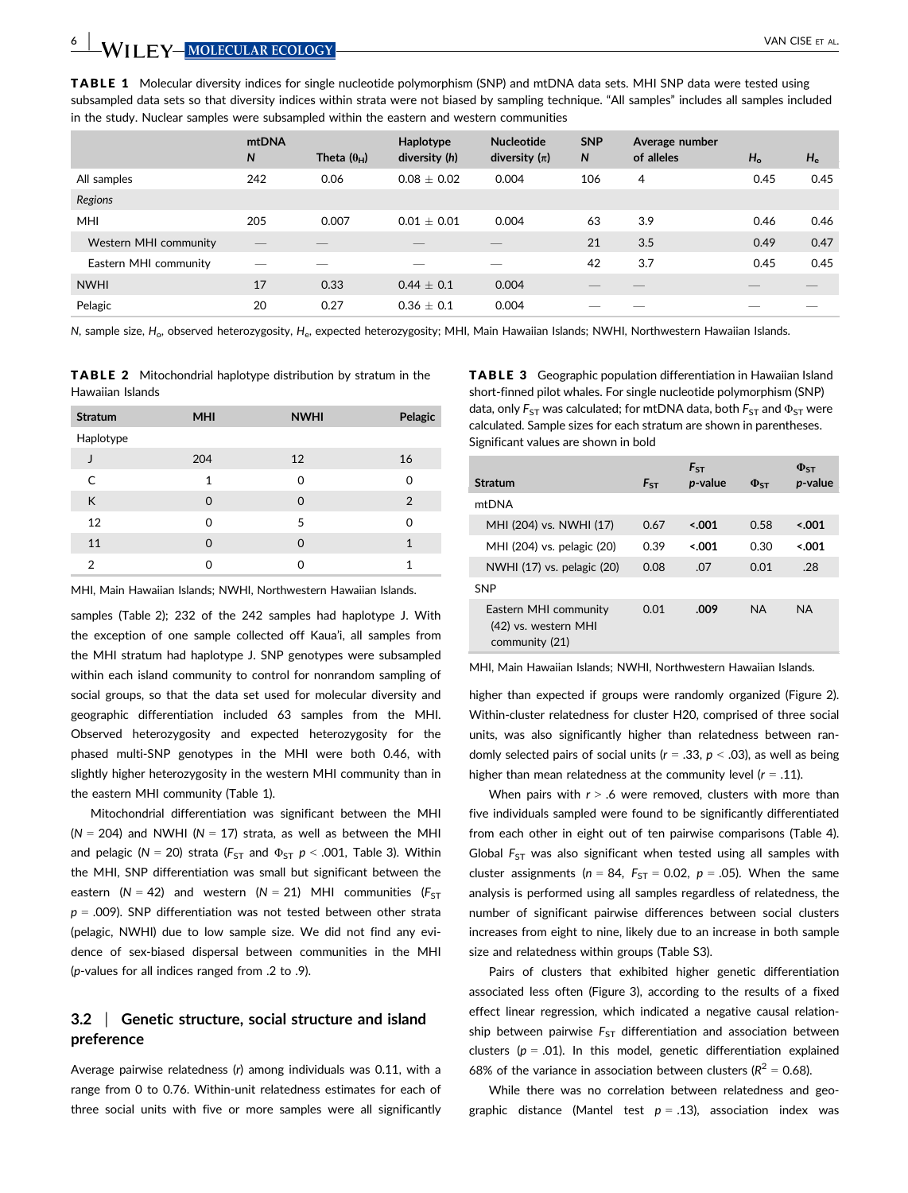**TABLE 1** Molecular diversity indices for single nucleotide polymorphism (SNP) and mtDNA data sets. MHI SNP data were tested using subsampled data sets so that diversity indices within strata were not biased by sampling technique. "All samples" includes all samples included in the study. Nuclear samples were subsampled within the eastern and western communities

| | mtDNA *N* | Theta ($\theta_H$) | Haplotype diversity (*h*) | Nucleotide diversity ($\pi$) | SNP *N* | Average number of alleles | $H_o$ | $H_e$ |
|---|---|---|---|---|---|---|---|---|
| All samples | 242 | 0.06 | 0.08 ± 0.02 | 0.004 | 106 | 4 | 0.45 | 0.45 |
| *Regions* | | | | | | | | |
| MHI | 205 | 0.007 | 0.01 ± 0.01 | 0.004 | 63 | 3.9 | 0.46 | 0.46 |
| Western MHI community | — | — | — | — | 21 | 3.5 | 0.49 | 0.47 |
| Eastern MHI community | — | — | — | — | 42 | 3.7 | 0.45 | 0.45 |
| NWHI | 17 | 0.33 | 0.44 ± 0.1 | 0.004 | — | — | — | — |
| Pelagic | 20 | 0.27 | 0.36 ± 0.1 | 0.004 | — | — | — | — |

*N*, sample size, $H_o$, observed heterozygosity, $H_e$, expected heterozygosity; MHI, Main Hawaiian Islands; NWHI, Northwestern Hawaiian Islands.

**TABLE 2** Mitochondrial haplotype distribution by stratum in the Hawaiian Islands

| Stratum | MHI | NWHI | Pelagic |
|---|---|---|---|
| Haplotype | | | |
| J | 204 | 12 | 16 |
| C | 1 | 0 | 0 |
| K | 0 | 0 | 2 |
| 12 | 0 | 5 | 0 |
| 11 | 0 | 0 | 1 |
| 2 | 0 | 0 | 1 |

MHI, Main Hawaiian Islands; NWHI, Northwestern Hawaiian Islands.

samples (Table 2); 232 of the 242 samples had haplotype J. With the exception of one sample collected off Kaua'i, all samples from the MHI stratum had haplotype J. SNP genotypes were subsampled within each island community to control for nonrandom sampling of social groups, so that the data set used for molecular diversity and geographic differentiation included 63 samples from the MHI. Observed heterozygosity and expected heterozygosity for the phased multi-SNP genotypes in the MHI were both 0.46, with slightly higher heterozygosity in the western MHI community than in the eastern MHI community (Table 1).

Mitochondrial differentiation was significant between the MHI ($N$ = 204) and NWHI ($N$ = 17) strata, as well as between the MHI and pelagic ($N$ = 20) strata ($F_{ST}$ and $\Phi_{ST}$ $p < .001$, Table 3). Within the MHI, SNP differentiation was small but significant between the eastern ($N$ = 42) and western ($N$ = 21) MHI communities ($F_{ST}$ $p$ = .009). SNP differentiation was not tested between other strata (pelagic, NWHI) due to low sample size. We did not find any evidence of sex-biased dispersal between communities in the MHI ($p$-values for all indices ranged from .2 to .9).

### 3.2 | Genetic structure, social structure and island preference

Average pairwise relatedness ($r$) among individuals was 0.11, with a range from 0 to 0.76. Within-unit relatedness estimates for each of three social units with five or more samples were all significantly

**TABLE 3** Geographic population differentiation in Hawaiian Island short-finned pilot whales. For single nucleotide polymorphism (SNP) data, only $F_{ST}$ was calculated; for mtDNA data, both $F_{ST}$ and $\Phi_{ST}$ were calculated. Sample sizes for each stratum are shown in parentheses. Significant values are shown in bold

| Stratum | $F_{ST}$ | $F_{ST}$ *p*-value | $\Phi_{ST}$ | $\Phi_{ST}$ *p*-value |
|---|---|---|---|---|
| mtDNA | | | | |
| MHI (204) vs. NWHI (17) | 0.67 | **<.001** | 0.58 | **<.001** |
| MHI (204) vs. pelagic (20) | 0.39 | **<.001** | 0.30 | **<.001** |
| NWHI (17) vs. pelagic (20) | 0.08 | .07 | 0.01 | .28 |
| SNP | | | | |
| Eastern MHI community (42) vs. western MHI community (21) | 0.01 | **.009** | NA | NA |

MHI, Main Hawaiian Islands; NWHI, Northwestern Hawaiian Islands.

higher than expected if groups were randomly organized (Figure 2). Within-cluster relatedness for cluster H20, comprised of three social units, was also significantly higher than relatedness between randomly selected pairs of social units ($r$ = .33, $p < .03$), as well as being higher than mean relatedness at the community level ($r$ = .11).

When pairs with $r > .6$ were removed, clusters with more than five individuals sampled were found to be significantly differentiated from each other in eight out of ten pairwise comparisons (Table 4). Global $F_{ST}$ was also significant when tested using all samples with cluster assignments ($n$ = 84, $F_{ST}$ = 0.02, $p$ = .05). When the same analysis is performed using all samples regardless of relatedness, the number of significant pairwise differences between social clusters increases from eight to nine, likely due to an increase in both sample size and relatedness within groups (Table S3).

Pairs of clusters that exhibited higher genetic differentiation associated less often (Figure 3), according to the results of a fixed effect linear regression, which indicated a negative causal relationship between pairwise $F_{ST}$ differentiation and association between clusters ($p$ = .01). In this model, genetic differentiation explained 68% of the variance in association between clusters ($R^2$ = 0.68).

While there was no correlation between relatedness and geographic distance (Mantel test $p$ = .13), association index was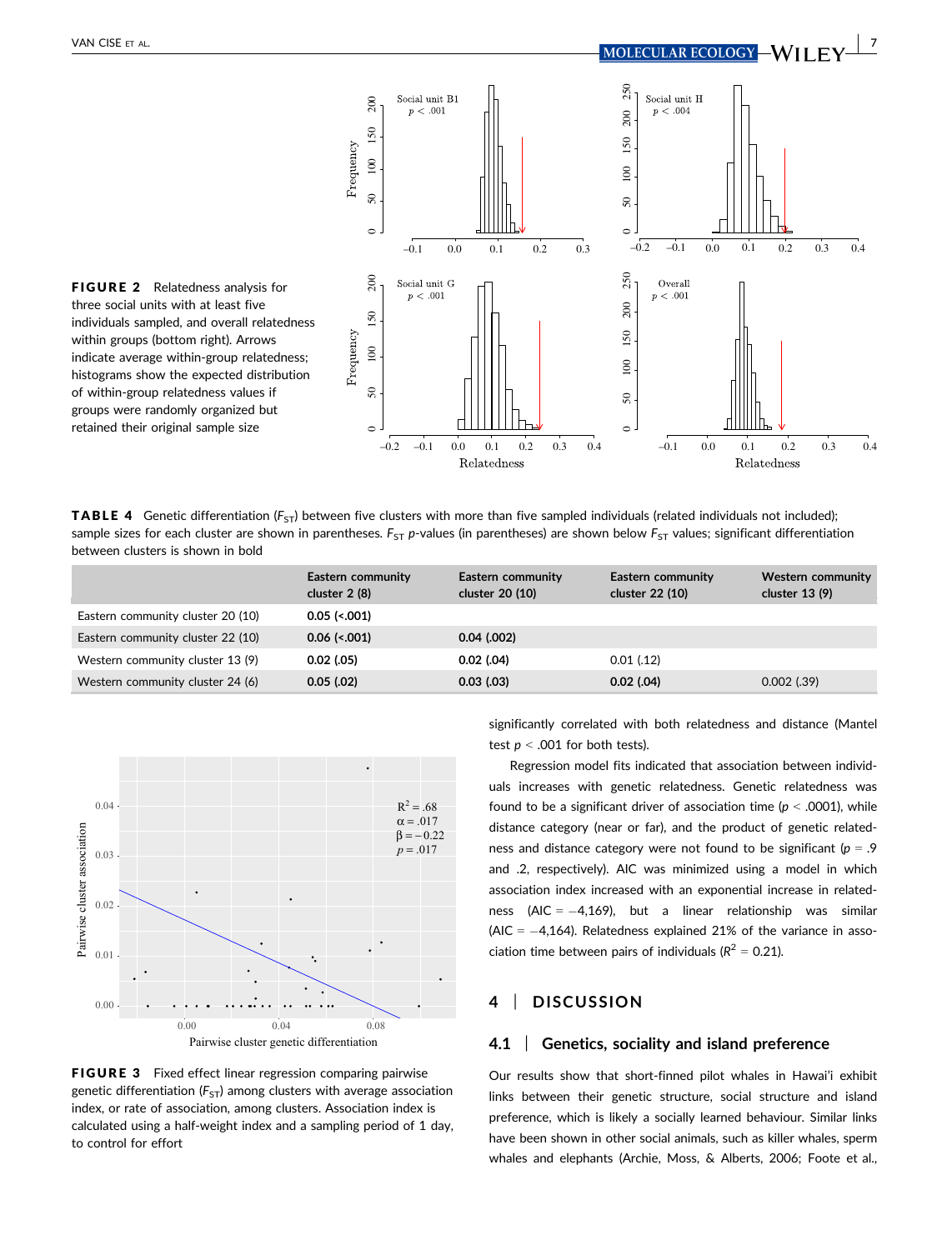**FIGURE 2** Relatedness analysis for three social units with at least five individuals sampled, and overall relatedness within groups (bottom right). Arrows indicate average within-group relatedness; histograms show the expected distribution of within-group relatedness values if groups were randomly organized but retained their original sample size

**TABLE 4** Genetic differentiation ($F_{ST}$) between five clusters with more than five sampled individuals (related individuals not included); sample sizes for each cluster are shown in parentheses. $F_{ST}$ *p*-values (in parentheses) are shown below $F_{ST}$ values; significant differentiation between clusters is shown in bold

| | Eastern community cluster 2 (8) | Eastern community cluster 20 (10) | Eastern community cluster 22 (10) | Western community cluster 13 (9) |
|---|---|---|---|---|
| Eastern community cluster 20 (10) | **0.05 (<.001)** | | | |
| Eastern community cluster 22 (10) | **0.06 (<.001)** | **0.04 (.002)** | | |
| Western community cluster 13 (9) | **0.02 (.05)** | **0.02 (.04)** | 0.01 (.12) | |
| Western community cluster 24 (6) | **0.05 (.02)** | **0.03 (.03)** | **0.02 (.04)** | 0.002 (.39) |

**FIGURE 3** Fixed effect linear regression comparing pairwise genetic differentiation ($F_{ST}$) among clusters with average association index, or rate of association, among clusters. Association index is calculated using a half-weight index and a sampling period of 1 day, to control for effort

significantly correlated with both relatedness and distance (Mantel test $p < .001$ for both tests).

Regression model fits indicated that association between individuals increases with genetic relatedness. Genetic relatedness was found to be a significant driver of association time ($p < .0001$), while distance category (near or far), and the product of genetic relatedness and distance category were not found to be significant ($p = .9$ and .2, respectively). AIC was minimized using a model in which association index increased with an exponential increase in relatedness (AIC = −4,169), but a linear relationship was similar (AIC = −4,164). Relatedness explained 21% of the variance in association time between pairs of individuals ($R^2 = 0.21$).

## 4 | DISCUSSION

### 4.1 | Genetics, sociality and island preference

Our results show that short-finned pilot whales in Hawai'i exhibit links between their genetic structure, social structure and island preference, which is likely a socially learned behaviour. Similar links have been shown in other social animals, such as killer whales, sperm whales and elephants (Archie, Moss, & Alberts, 2006; Foote et al.,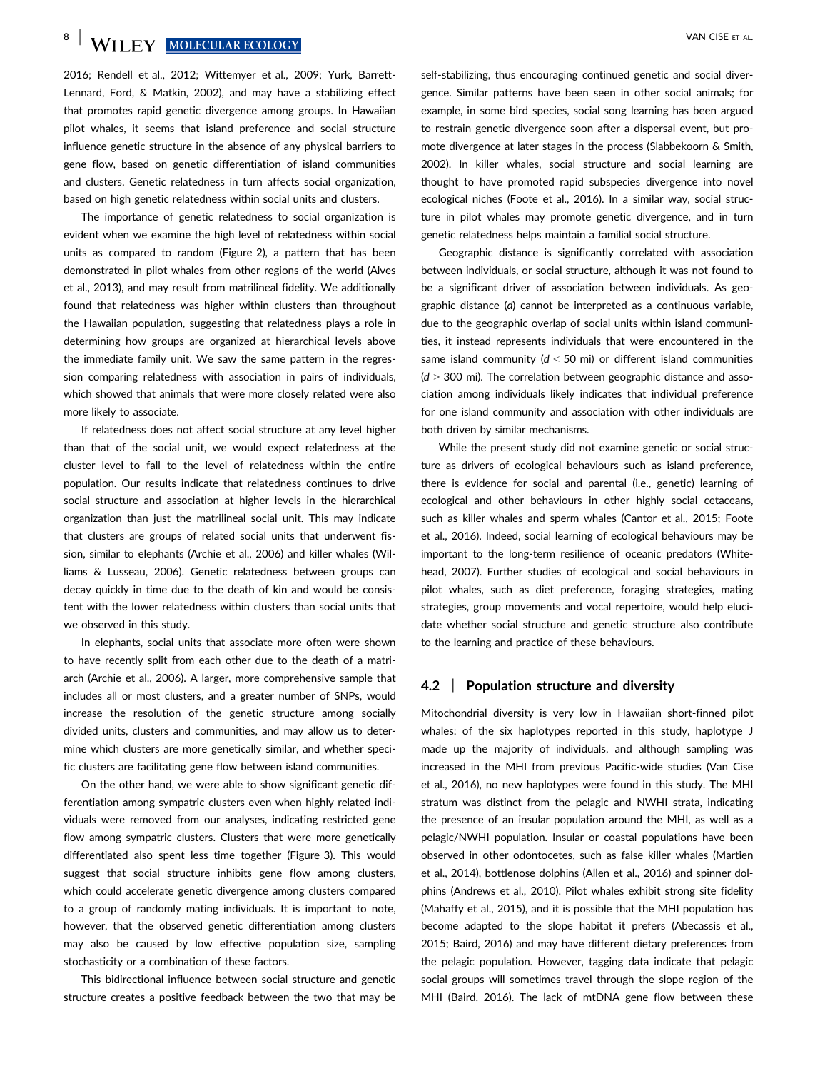2016; Rendell et al., 2012; Wittemyer et al., 2009; Yurk, Barrett-Lennard, Ford, & Matkin, 2002), and may have a stabilizing effect that promotes rapid genetic divergence among groups. In Hawaiian pilot whales, it seems that island preference and social structure influence genetic structure in the absence of any physical barriers to gene flow, based on genetic differentiation of island communities and clusters. Genetic relatedness in turn affects social organization, based on high genetic relatedness within social units and clusters.

The importance of genetic relatedness to social organization is evident when we examine the high level of relatedness within social units as compared to random (Figure 2), a pattern that has been demonstrated in pilot whales from other regions of the world (Alves et al., 2013), and may result from matrilineal fidelity. We additionally found that relatedness was higher within clusters than throughout the Hawaiian population, suggesting that relatedness plays a role in determining how groups are organized at hierarchical levels above the immediate family unit. We saw the same pattern in the regression comparing relatedness with association in pairs of individuals, which showed that animals that were more closely related were also more likely to associate.

If relatedness does not affect social structure at any level higher than that of the social unit, we would expect relatedness at the cluster level to fall to the level of relatedness within the entire population. Our results indicate that relatedness continues to drive social structure and association at higher levels in the hierarchical organization than just the matrilineal social unit. This may indicate that clusters are groups of related social units that underwent fission, similar to elephants (Archie et al., 2006) and killer whales (Williams & Lusseau, 2006). Genetic relatedness between groups can decay quickly in time due to the death of kin and would be consistent with the lower relatedness within clusters than social units that we observed in this study.

In elephants, social units that associate more often were shown to have recently split from each other due to the death of a matriarch (Archie et al., 2006). A larger, more comprehensive sample that includes all or most clusters, and a greater number of SNPs, would increase the resolution of the genetic structure among socially divided units, clusters and communities, and may allow us to determine which clusters are more genetically similar, and whether specific clusters are facilitating gene flow between island communities.

On the other hand, we were able to show significant differentiation among sympatric clusters even when highly related individuals were removed from our analyses, indicating restricted gene flow among sympatric clusters. Clusters that were more genetically differentiated also spent less time together (Figure 3). This would suggest that social structure inhibits gene flow among clusters, which could accelerate genetic divergence among clusters compared to a group of randomly mating individuals. It is important to note, however, that the observed genetic differentiation among clusters may also be caused by low effective population size, sampling stochasticity or a combination of these factors.

This bidirectional influence between social structure and genetic structure creates a positive feedback between the two that may be self-stabilizing, thus encouraging continued genetic and social divergence. Similar patterns have been seen in other social animals; for example, in some bird species, social song learning has been argued to restrain genetic divergence soon after a dispersal event, but promote divergence at later stages in the process (Slabbekoorn & Smith, 2002). In killer whales, social structure and social learning are thought to have promoted rapid subspecies divergence into novel ecological niches (Foote et al., 2016). In a similar way, social structure in pilot whales may promote genetic divergence, and in turn genetic relatedness helps maintain a familial social structure.

Geographic distance is significantly correlated with association between individuals, or social structure, although it was not found to be a significant driver of association between individuals. As geographic distance (*d*) cannot be interpreted as a continuous variable, due to the geographic overlap of social units within island communities, it instead represents individuals that were encountered in the same island community ($d < 50$ mi) or different island communities ($d > 300$ mi). The correlation between geographic distance and association among individuals likely indicates that individual preference for one island community and association with other individuals are both driven by similar mechanisms.

While the present study did not examine genetic or social structure as drivers of ecological behaviours such as island preference, there is evidence for social and parental (i.e., genetic) learning of ecological and other behaviours in other highly social cetaceans, such as killer whales and sperm whales (Cantor et al., 2015; Foote et al., 2016). Indeed, social learning of ecological behaviours may be important to the long-term resilience of oceanic predators (Whitehead, 2007). Further studies of ecological and social behaviours in pilot whales, such as diet preference, foraging strategies, mating strategies, group movements and vocal repertoire, would help elucidate whether social structure and genetic structure also contribute to the learning and practice of these behaviours.

## 4.2 | Population structure and diversity

Mitochondrial diversity is very low in Hawaiian short-finned pilot whales: of the six haplotypes reported in this study, haplotype J made up the majority of individuals, and although sampling was increased in the MHI from previous Pacific-wide studies (Van Cise et al., 2016), no new haplotypes were found in this study. The MHI stratum was distinct from the pelagic and NWHI strata, indicating the presence of an insular population around the MHI, as well as a pelagic/NWHI population. Insular or coastal populations have been observed in other odontocetes, such as false killer whales (Martien et al., 2014), bottlenose dolphins (Allen et al., 2016) and spinner dolphins (Andrews et al., 2010). Pilot whales exhibit strong site fidelity (Mahaffy et al., 2015), and it is possible that the MHI population has become adapted to the slope habitat it prefers (Abecassis et al., 2015; Baird, 2016) and may have different dietary preferences from the pelagic population. However, tagging data indicate that pelagic social groups will sometimes travel through the slope region of the MHI (Baird, 2016). The lack of mtDNA gene flow between these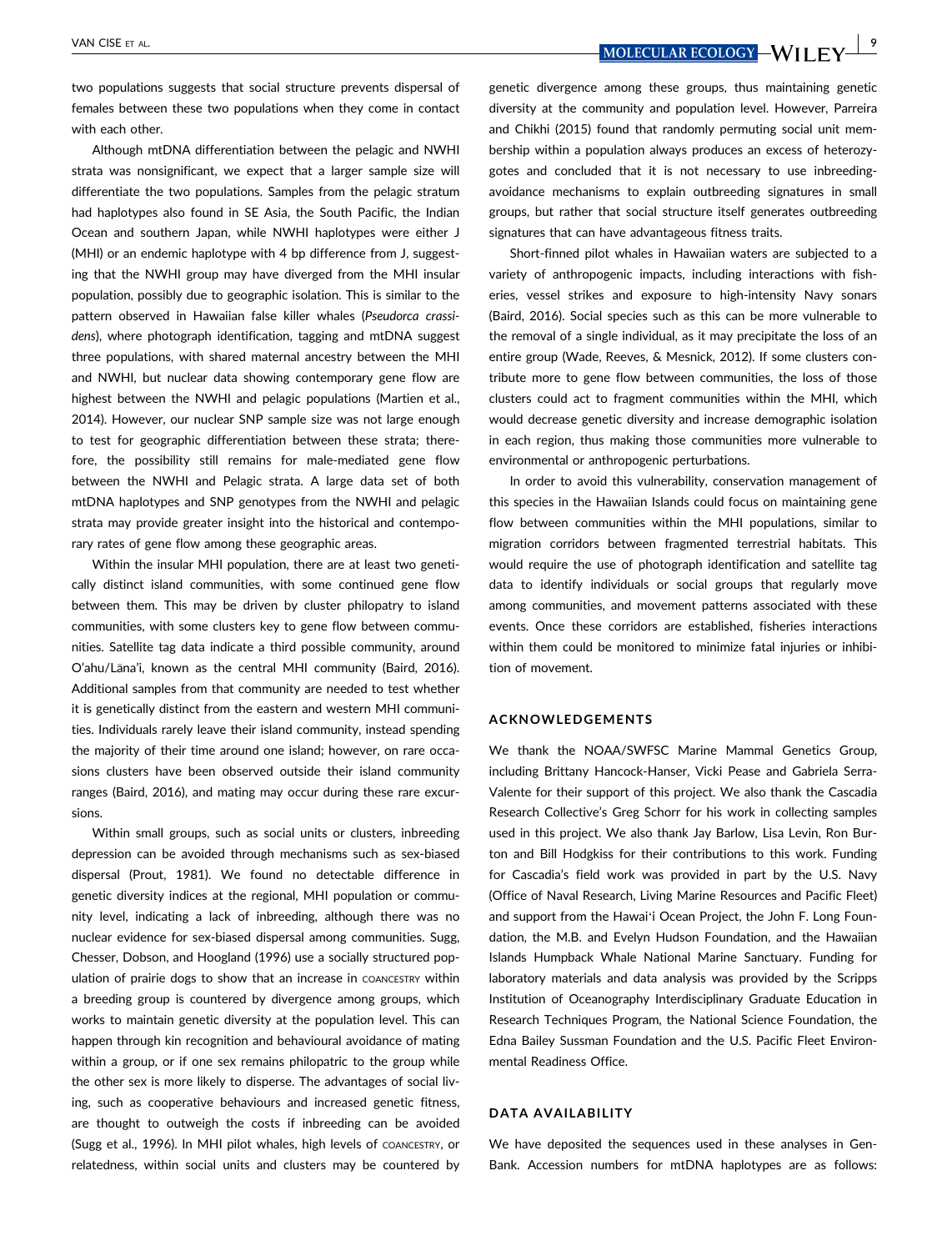two populations suggests that social structure prevents dispersal of females between these two populations when they come in contact with each other.

Although mtDNA differentiation between the pelagic and NWHI strata was nonsignificant, we expect that a larger sample size will differentiate the two populations. Samples from the pelagic stratum had haplotypes also found in SE Asia, the South Pacific, the Indian Ocean and southern Japan, while NWHI haplotypes were either J (MHI) or an endemic haplotype with 4 bp difference from J, suggesting that the NWHI group may have diverged from the MHI insular population, possibly due to geographic isolation. This is similar to the pattern observed in Hawaiian false killer whales (*Pseudorca crassidens*), where photograph identification, tagging and mtDNA suggest three populations, with shared maternal ancestry between the MHI and NWHI, but nuclear data showing contemporary gene flow are highest between the NWHI and pelagic populations (Martien et al., 2014). However, our nuclear SNP sample size was not large enough to test for geographic differentiation between these strata; therefore, the possibility still remains for male-mediated gene flow between the NWHI and Pelagic strata. A large data set of both mtDNA haplotypes and SNP genotypes from the NWHI and pelagic strata may provide greater insight into the historical and contemporary rates of gene flow among these geographic areas.

Within the insular MHI population, there are at least two genetically distinct island communities, with some continued gene flow between them. This may be driven by cluster philopatry to island communities, with some clusters key to gene flow between communities. Satellite tag data indicate a third possible community, around O'ahu/Lāna'i, known as the central MHI community (Baird, 2016). Additional samples from that community are needed to test whether it is genetically distinct from the eastern and western MHI communities. Individuals rarely leave their island community, instead spending the majority of their time around one island; however, on rare occasions clusters have been observed outside their island community ranges (Baird, 2016), and mating may occur during these rare excursions.

Within small groups, such as social units or clusters, inbreeding depression can be avoided through mechanisms such as sex-biased dispersal (Prout, 1981). We found no detectable difference in genetic diversity indices at the regional, MHI population or community level, indicating a lack of inbreeding, although there was no nuclear evidence for sex-biased dispersal among communities. Sugg, Chesser, Dobson, and Hoogland (1996) use a socially structured population of prairie dogs to show that an increase in COANCESTRY within a breeding group is countered by divergence among groups, which works to maintain genetic diversity at the population level. This can happen through kin recognition and behavioural avoidance of mating within a group, or if one sex remains philopatric to the group while the other sex is more likely to disperse. The advantages of social living, such as cooperative behaviours and increased genetic fitness, are thought to outweigh the costs if inbreeding can be avoided (Sugg et al., 1996). In MHI pilot whales, high levels of COANCESTRY, or relatedness, within social units and clusters may be countered by genetic divergence among these groups, thus maintaining genetic diversity at the community and population level. However, Parreira and Chikhi (2015) found that randomly permuting social unit membership within a population always produces an excess of heterozygotes and concluded that it is not necessary to use inbreeding-avoidance mechanisms to explain outbreeding signatures in small groups, but rather that social structure itself generates outbreeding signatures that can have advantageous fitness traits.

Short-finned pilot whales in Hawaiian waters are subjected to a variety of anthropogenic impacts, including interactions with fisheries, vessel strikes and exposure to high-intensity Navy sonars (Baird, 2016). Social species such as this can be more vulnerable to the removal of a single individual, as it may precipitate the loss of an entire group (Wade, Reeves, & Mesnick, 2012). If some clusters contribute more to gene flow between communities, the loss of those clusters could act to fragment communities within the MHI, which would decrease genetic diversity and increase demographic isolation in each region, thus making those communities more vulnerable to environmental or anthropogenic perturbations.

In order to avoid this vulnerability, conservation management of this species in the Hawaiian Islands could focus on maintaining gene flow between communities within the MHI populations, similar to migration corridors between fragmented terrestrial habitats. This would require the use of photograph identification and satellite tag data to identify individuals or social groups that regularly move among communities, and movement patterns associated with these events. Once these corridors are established, fisheries interactions within them could be monitored to minimize fatal injuries or inhibition of movement.

## ACKNOWLEDGEMENTS

We thank the NOAA/SWFSC Marine Mammal Genetics Group, including Brittany Hancock-Hanser, Vicki Pease and Gabriela Serra-Valente for their support of this project. We also thank the Cascadia Research Collective's Greg Schorr for his work in collecting samples used in this project. We also thank Jay Barlow, Lisa Levin, Ron Burton and Bill Hodgkiss for their contributions to this work. Funding for Cascadia's field work was provided in part by the U.S. Navy (Office of Naval Research, Living Marine Resources and Pacific Fleet) and support from the Hawai'i Ocean Project, the John F. Long Foundation, the M.B. and Evelyn Hudson Foundation, and the Hawaiian Islands Humpback Whale National Marine Sanctuary. Funding for laboratory materials and data analysis was provided by the Scripps Institution of Oceanography Interdisciplinary Graduate Education in Research Techniques Program, the National Science Foundation, the Edna Bailey Sussman Foundation and the U.S. Pacific Fleet Environmental Readiness Office.

## DATA AVAILABILITY

We have deposited the sequences used in these analyses in GenBank. Accession numbers for mtDNA haplotypes are as follows: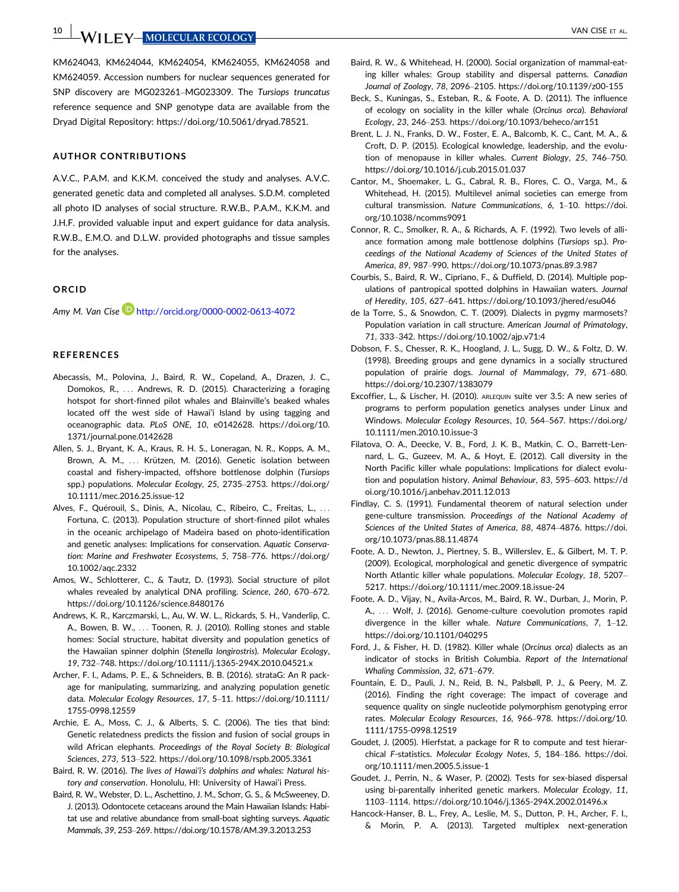KM624043, KM624044, KM624054, KM624055, KM624058 and KM624059. Accession numbers for nuclear sequences generated for SNP discovery are MG023261–MG023309. The *Tursiops truncatus* reference sequence and SNP genotype data are available from the Dryad Digital Repository: https://doi.org/10.5061/dryad.78521.

## AUTHOR CONTRIBUTIONS

A.V.C., P.A.M. and K.K.M. conceived the study and analyses. A.V.C. generated genetic data and completed all analyses. S.D.M. completed all photo ID analyses of social structure. R.W.B., P.A.M., K.K.M. and J.H.F. provided valuable input and expert guidance for data analysis. R.W.B., E.M.O. and D.L.W. provided photographs and tissue samples for the analyses.

## ORCID

*Amy M. Van Cise* http://orcid.org/0000-0002-0613-4072

## REFERENCES

Abecassis, M., Polovina, J., Baird, R. W., Copeland, A., Drazen, J. C., Domokos, R., ... Andrews, R. D. (2015). Characterizing a foraging hotspot for short-finned pilot whales and Blainville's beaked whales located off the west side of Hawai'i Island by using tagging and oceanographic data. *PLoS ONE*, *10*, e0142628. https://doi.org/10.1371/journal.pone.0142628

Allen, S. J., Bryant, K. A., Kraus, R. H. S., Loneragan, N. R., Kopps, A. M., Brown, A. M., ... Krützen, M. (2016). Genetic isolation between coastal and fishery-impacted, offshore bottlenose dolphin (*Tursiops* spp.) populations. *Molecular Ecology*, *25*, 2735–2753. https://doi.org/10.1111/mec.2016.25.issue-12

Alves, F., Quérouil, S., Dinis, A., Nicolau, C., Ribeiro, C., Freitas, L., ... Fortuna, C. (2013). Population structure of short-finned pilot whales in the oceanic archipelago of Madeira based on photo-identification and genetic analyses: Implications for conservation. *Aquatic Conservation: Marine and Freshwater Ecosystems*, *5*, 758–776. https://doi.org/10.1002/aqc.2332

Amos, W., Schlotterer, C., & Tautz, D. (1993). Social structure of pilot whales revealed by analytical DNA profiling. *Science*, *260*, 670–672. https://doi.org/10.1126/science.8480176

Andrews, K. R., Karczmarski, L., Au, W. W. L., Rickards, S. H., Vanderlip, C. A., Bowen, B. W., ... Toonen, R. J. (2010). Rolling stones and stable homes: Social structure, habitat diversity and population genetics of the Hawaiian spinner dolphin (*Stenella longirostris*). *Molecular Ecology*, *19*, 732–748. https://doi.org/10.1111/j.1365-294X.2010.04521.x

Archer, F. I., Adams, P. E., & Schneiders, B. B. (2016). strataG: An R package for manipulating, summarizing, and analyzing population genetic data. *Molecular Ecology Resources*, *17*, 5–11. https://doi.org/10.1111/1755-0998.12559

Archie, E. A., Moss, C. J., & Alberts, S. C. (2006). The ties that bind: Genetic relatedness predicts the fission and fusion of social groups in wild African elephants. *Proceedings of the Royal Society B: Biological Sciences*, *273*, 513–522. https://doi.org/10.1098/rspb.2005.3361

Baird, R. W. (2016). *The lives of Hawai'i's dolphins and whales: Natural history and conservation*. Honolulu, HI: University of Hawai'i Press.

Baird, R. W., Webster, D. L., Aschettino, J. M., Schorr, G. S., & McSweeney, D. J. (2013). Odontocete cetaceans around the Main Hawaiian Islands: Habitat use and relative abundance from small-boat sighting surveys. *Aquatic Mammals*, *39*, 253–269. https://doi.org/10.1578/AM.39.3.2013.253

Baird, R. W., & Whitehead, H. (2000). Social organization of mammal-eating killer whales: Group stability and dispersal patterns. *Canadian Journal of Zoology*, *78*, 2096–2105. https://doi.org/10.1139/z00-155

Beck, S., Kuningas, S., Esteban, R., & Foote, A. D. (2011). The influence of ecology on sociality in the killer whale (*Orcinus orca*). *Behavioral Ecology*, *23*, 246–253. https://doi.org/10.1093/beheco/arr151

Brent, L. J. N., Franks, D. W., Foster, E. A., Balcomb, K. C., Cant, M. A., & Croft, D. P. (2015). Ecological knowledge, leadership, and the evolution of menopause in killer whales. *Current Biology*, *25*, 746–750. https://doi.org/10.1016/j.cub.2015.01.037

Cantor, M., Shoemaker, L. G., Cabral, R. B., Flores, C. O., Varga, M., & Whitehead, H. (2015). Multilevel animal societies can emerge from cultural transmission. *Nature Communications*, *6*, 1–10. https://doi.org/10.1038/ncomms9091

Connor, R. C., Smolker, R. A., & Richards, A. F. (1992). Two levels of alliance formation among male bottlenose dolphins (*Tursiops* sp.). *Proceedings of the National Academy of Sciences of the United States of America*, *89*, 987–990. https://doi.org/10.1073/pnas.89.3.987

Courbis, S., Baird, R. W., Cipriano, F., & Duffield, D. (2014). Multiple populations of pantropical spotted dolphins in Hawaiian waters. *Journal of Heredity*, *105*, 627–641. https://doi.org/10.1093/jhered/esu046

de la Torre, S., & Snowdon, C. T. (2009). Dialects in pygmy marmosets? Population variation in call structure. *American Journal of Primatology*, *71*, 333–342. https://doi.org/10.1002/ajp.v71:4

Dobson, F. S., Chesser, R. K., Hoogland, J. L., Sugg, D. W., & Foltz, D. W. (1998). Breeding groups and gene dynamics in a socially structured population of prairie dogs. *Journal of Mammalogy*, *79*, 671–680. https://doi.org/10.2307/1383079

Excoffier, L., & Lischer, H. (2010). ARLEQUIN suite ver 3.5: A new series of programs to perform population genetics analyses under Linux and Windows. *Molecular Ecology Resources*, *10*, 564–567. https://doi.org/10.1111/men.2010.10.issue-3

Filatova, O. A., Deecke, V. B., Ford, J. K. B., Matkin, C. O., Barrett-Lennard, L. G., Guzeev, M. A., & Hoyt, E. (2012). Call diversity in the North Pacific killer whale populations: Implications for dialect evolution and population history. *Animal Behaviour*, *83*, 595–603. https://doi.org/10.1016/j.anbehav.2011.12.013

Findlay, C. S. (1991). Fundamental theorem of natural selection under gene-culture transmission. *Proceedings of the National Academy of Sciences of the United States of America*, *88*, 4874–4876. https://doi.org/10.1073/pnas.88.11.4874

Foote, A. D., Newton, J., Piertney, S. B., Willerslev, E., & Gilbert, M. T. P. (2009). Ecological, morphological and genetic divergence of sympatric North Atlantic killer whale populations. *Molecular Ecology*, *18*, 5207–5217. https://doi.org/10.1111/mec.2009.18.issue-24

Foote, A. D., Vijay, N., Avila-Arcos, M., Baird, R. W., Durban, J., Morin, P. A., ... Wolf, J. (2016). Genome-culture coevolution promotes rapid divergence in the killer whale. *Nature Communications*, *7*, 1–12. https://doi.org/10.1101/040295

Ford, J., & Fisher, H. D. (1982). Killer whale (*Orcinus orca*) dialects as an indicator of stocks in British Columbia. *Report of the International Whaling Commission*, *32*, 671–679.

Fountain, E. D., Pauli, J. N., Reid, B. N., Palsbøll, P. J., & Peery, M. Z. (2016). Finding the right coverage: The impact of coverage and sequence quality on single nucleotide polymorphism genotyping error rates. *Molecular Ecology Resources*, *16*, 966–978. https://doi.org/10.1111/1755-0998.12519

Goudet, J. (2005). Hierfstat, a package for R to compute and test hierarchical *F*-statistics. *Molecular Ecology Notes*, *5*, 184–186. https://doi.org/10.1111/men.2005.5.issue-1

Goudet, J., Perrin, N., & Waser, P. (2002). Tests for sex-biased dispersal using bi-parentally inherited genetic markers. *Molecular Ecology*, *11*, 1103–1114. https://doi.org/10.1046/j.1365-294X.2002.01496.x

Hancock-Hanser, B. L., Frey, A., Leslie, M. S., Dutton, P. H., Archer, F. I., & Morin, P. A. (2013). Targeted multiplex next-generation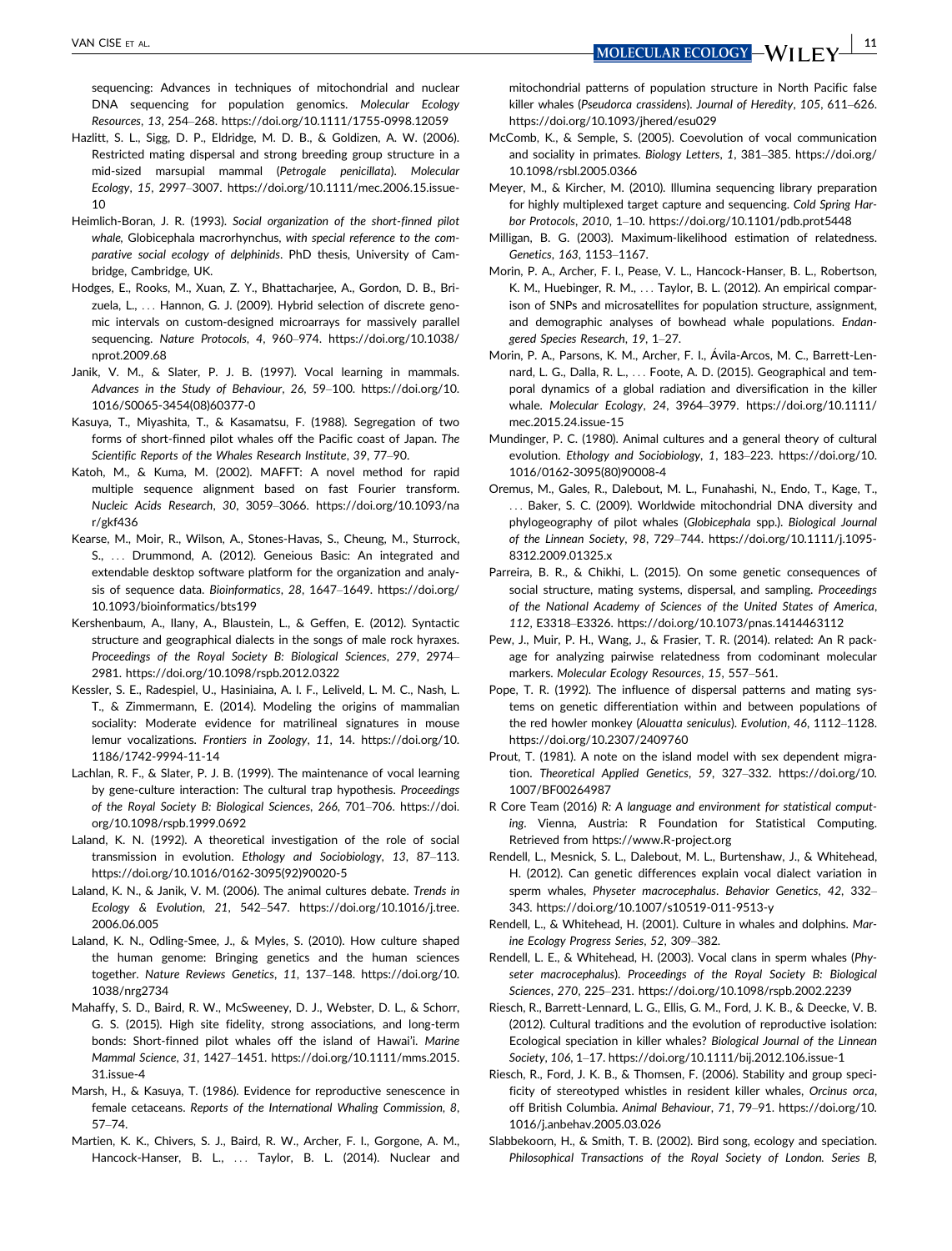sequencing: Advances in techniques of mitochondrial and nuclear DNA sequencing for population genomics. *Molecular Ecology Resources*, *13*, 254–268. https://doi.org/10.1111/1755-0998.12059

Hazlitt, S. L., Sigg, D. P., Eldridge, M. D. B., & Goldizen, A. W. (2006). Restricted mating dispersal and strong breeding group structure in a mid-sized marsupial mammal (*Petrogale penicillata*). *Molecular Ecology*, *15*, 2997–3007. https://doi.org/10.1111/mec.2006.15.issue-10

Heimlich-Boran, J. R. (1993). *Social organization of the short-finned pilot whale,* Globicephala macrorhynchus*, with special reference to the comparative social ecology of delphinids*. PhD thesis, University of Cambridge, Cambridge, UK.

Hodges, E., Rooks, M., Xuan, Z. Y., Bhattacharjee, A., Gordon, D. B., Brizuela, L., … Hannon, G. J. (2009). Hybrid selection of discrete genomic intervals on custom-designed microarrays for massively parallel sequencing. *Nature Protocols*, *4*, 960–974. https://doi.org/10.1038/nprot.2009.68

Janik, V. M., & Slater, P. J. B. (1997). Vocal learning in mammals. *Advances in the Study of Behaviour*, *26*, 59–100. https://doi.org/10.1016/S0065-3454(08)60377-0

Kasuya, T., Miyashita, T., & Kasamatsu, F. (1988). Segregation of two forms of short-finned pilot whales off the Pacific coast of Japan. *The Scientific Reports of the Whales Research Institute*, *39*, 77–90.

Katoh, M., & Kuma, M. (2002). MAFFT: A novel method for rapid multiple sequence alignment based on fast Fourier transform. *Nucleic Acids Research*, *30*, 3059–3066. https://doi.org/10.1093/nar/gkf436

Kearse, M., Moir, R., Wilson, A., Stones-Havas, S., Cheung, M., Sturrock, S., … Drummond, A. (2012). Geneious Basic: An integrated and extendable desktop software platform for the organization and analysis of sequence data. *Bioinformatics*, *28*, 1647–1649. https://doi.org/10.1093/bioinformatics/bts199

Kershenbaum, A., Ilany, A., Blaustein, L., & Geffen, E. (2012). Syntactic structure and geographical dialects in the songs of male rock hyraxes. *Proceedings of the Royal Society B: Biological Sciences*, *279*, 2974–2981. https://doi.org/10.1098/rspb.2012.0322

Kessler, S. E., Radespiel, U., Hasiniaina, A. I. F., Leliveld, L. M. C., Nash, L. T., & Zimmermann, E. (2014). Modeling the origins of mammalian sociality: Moderate evidence for matrilineal signatures in mouse lemur vocalizations. *Frontiers in Zoology*, *11*, 14. https://doi.org/10.1186/1742-9994-11-14

Lachlan, R. F., & Slater, P. J. B. (1999). The maintenance of vocal learning by gene-culture interaction: The cultural trap hypothesis. *Proceedings of the Royal Society B: Biological Sciences*, *266*, 701–706. https://doi.org/10.1098/rspb.1999.0692

Laland, K. N. (1992). A theoretical investigation of the role of social transmission in evolution. *Ethology and Sociobiology*, *13*, 87–113. https://doi.org/10.1016/0162-3095(92)90020-5

Laland, K. N., & Janik, V. M. (2006). The animal cultures debate. *Trends in Ecology & Evolution*, *21*, 542–547. https://doi.org/10.1016/j.tree.2006.06.005

Laland, K. N., Odling-Smee, J., & Myles, S. (2010). How culture shaped the human genome: Bringing genetics and the human sciences together. *Nature Reviews Genetics*, *11*, 137–148. https://doi.org/10.1038/nrg2734

Mahaffy, S. D., Baird, R. W., McSweeney, D. J., Webster, D. L., & Schorr, G. S. (2015). High site fidelity, strong associations, and long-term bonds: Short-finned pilot whales off the island of Hawai'i. *Marine Mammal Science*, *31*, 1427–1451. https://doi.org/10.1111/mms.2015.31.issue-4

Marsh, H., & Kasuya, T. (1986). Evidence for reproductive senescence in female cetaceans. *Reports of the International Whaling Commission*, *8*, 57–74.

Martien, K. K., Chivers, S. J., Baird, R. W., Archer, F. I., Gorgone, A. M., Hancock-Hanser, B. L., … Taylor, B. L. (2014). Nuclear and mitochondrial patterns of population structure in North Pacific false killer whales (*Pseudorca crassidens*). *Journal of Heredity*, *105*, 611–626. https://doi.org/10.1093/jhered/esu029

McComb, K., & Semple, S. (2005). Coevolution of vocal communication and sociality in primates. *Biology Letters*, *1*, 381–385. https://doi.org/10.1098/rsbl.2005.0366

Meyer, M., & Kircher, M. (2010). Illumina sequencing library preparation for highly multiplexed target capture and sequencing. *Cold Spring Harbor Protocols*, *2010*, 1–10. https://doi.org/10.1101/pdb.prot5448

Milligan, B. G. (2003). Maximum-likelihood estimation of relatedness. *Genetics*, *163*, 1153–1167.

Morin, P. A., Archer, F. I., Pease, V. L., Hancock-Hanser, B. L., Robertson, K. M., Huebinger, R. M., … Taylor, B. L. (2012). An empirical comparison of SNPs and microsatellites for population structure, assignment, and demographic analyses of bowhead whale populations. *Endangered Species Research*, *19*, 1–27.

Morin, P. A., Parsons, K. M., Archer, F. I., Ávila-Arcos, M. C., Barrett-Lennard, L. G., Dalla, R. L., … Foote, A. D. (2015). Geographical and temporal dynamics of a global radiation and diversification in the killer whale. *Molecular Ecology*, *24*, 3964–3979. https://doi.org/10.1111/mec.2015.24.issue-15

Mundinger, P. C. (1980). Animal cultures and a general theory of cultural evolution. *Ethology and Sociobiology*, *1*, 183–223. https://doi.org/10.1016/0162-3095(80)90008-4

Oremus, M., Gales, R., Dalebout, M. L., Funahashi, N., Endo, T., Kage, T., … Baker, S. C. (2009). Worldwide mitochondrial DNA diversity and phylogeography of pilot whales (*Globicephala* spp.). *Biological Journal of the Linnean Society*, *98*, 729–744. https://doi.org/10.1111/j.1095-8312.2009.01325.x

Parreira, B. R., & Chikhi, L. (2015). On some genetic consequences of social structure, mating systems, dispersal, and sampling. *Proceedings of the National Academy of Sciences of the United States of America*, *112*, E3318–E3326. https://doi.org/10.1073/pnas.1414463112

Pew, J., Muir, P. H., Wang, J., & Frasier, T. R. (2014). related: An R package for analyzing pairwise relatedness from codominant molecular markers. *Molecular Ecology Resources*, *15*, 557–561.

Pope, T. R. (1992). The influence of dispersal patterns and mating systems on genetic differentiation within and between populations of the red howler monkey (*Alouatta seniculus*). *Evolution*, *46*, 1112–1128. https://doi.org/10.2307/2409760

Prout, T. (1981). A note on the island model with sex dependent migration. *Theoretical Applied Genetics*, *59*, 327–332. https://doi.org/10.1007/BF00264987

R Core Team (2016) *R: A language and environment for statistical computing*. Vienna, Austria: R Foundation for Statistical Computing. Retrieved from https://www.R-project.org

Rendell, L., Mesnick, S. L., Dalebout, M. L., Burtenshaw, J., & Whitehead, H. (2012). Can genetic differences explain vocal dialect variation in sperm whales, *Physeter macrocephalus*. *Behavior Genetics*, *42*, 332–343. https://doi.org/10.1007/s10519-011-9513-y

Rendell, L., & Whitehead, H. (2001). Culture in whales and dolphins. *Marine Ecology Progress Series*, *52*, 309–382.

Rendell, L. E., & Whitehead, H. (2003). Vocal clans in sperm whales (*Physeter macrocephalus*). *Proceedings of the Royal Society B: Biological Sciences*, *270*, 225–231. https://doi.org/10.1098/rspb.2002.2239

Riesch, R., Barrett-Lennard, L. G., Ellis, G. M., Ford, J. K. B., & Deecke, V. B. (2012). Cultural traditions and the evolution of reproductive isolation: Ecological speciation in killer whales? *Biological Journal of the Linnean Society*, *106*, 1–17. https://doi.org/10.1111/bij.2012.106.issue-1

Riesch, R., Ford, J. K. B., & Thomsen, F. (2006). Stability and group specificity of stereotyped whistles in resident killer whales, *Orcinus orca*, off British Columbia. *Animal Behaviour*, *71*, 79–91. https://doi.org/10.1016/j.anbehav.2005.03.026

Slabbekoorn, H., & Smith, T. B. (2002). Bird song, ecology and speciation. *Philosophical Transactions of the Royal Society of London. Series B*,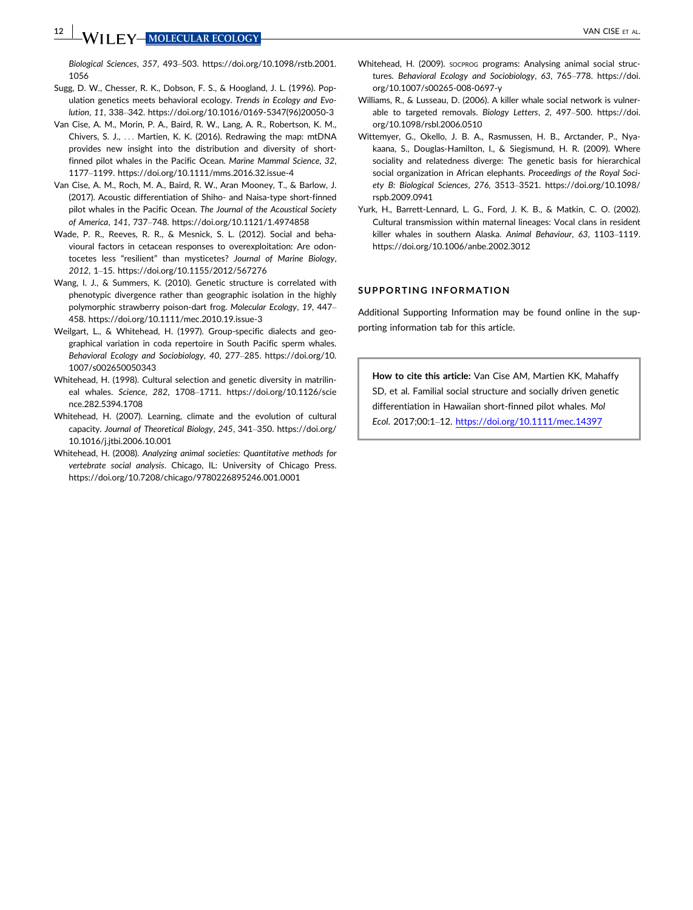*Biological Sciences*, *357*, 493–503. https://doi.org/10.1098/rstb.2001.1056

Sugg, D. W., Chesser, R. K., Dobson, F. S., & Hoogland, J. L. (1996). Population genetics meets behavioral ecology. *Trends in Ecology and Evolution*, *11*, 338–342. https://doi.org/10.1016/0169-5347(96)20050-3

Van Cise, A. M., Morin, P. A., Baird, R. W., Lang, A. R., Robertson, K. M., Chivers, S. J., ... Martien, K. K. (2016). Redrawing the map: mtDNA provides new insight into the distribution and diversity of short-finned pilot whales in the Pacific Ocean. *Marine Mammal Science*, *32*, 1177–1199. https://doi.org/10.1111/mms.2016.32.issue-4

Van Cise, A. M., Roch, M. A., Baird, R. W., Aran Mooney, T., & Barlow, J. (2017). Acoustic differentiation of Shiho- and Naisa-type short-finned pilot whales in the Pacific Ocean. *The Journal of the Acoustical Society of America*, *141*, 737–748. https://doi.org/10.1121/1.4974858

Wade, P. R., Reeves, R. R., & Mesnick, S. L. (2012). Social and behavioural factors in cetacean responses to overexploitation: Are odontocetes less "resilient" than mysticetes? *Journal of Marine Biology*, *2012*, 1–15. https://doi.org/10.1155/2012/567276

Wang, I. J., & Summers, K. (2010). Genetic structure is correlated with phenotypic divergence rather than geographic isolation in the highly polymorphic strawberry poison-dart frog. *Molecular Ecology*, *19*, 447–458. https://doi.org/10.1111/mec.2010.19.issue-3

Weilgart, L., & Whitehead, H. (1997). Group-specific dialects and geographical variation in coda repertoire in South Pacific sperm whales. *Behavioral Ecology and Sociobiology*, *40*, 277–285. https://doi.org/10.1007/s002650050343

Whitehead, H. (1998). Cultural selection and genetic diversity in matrilineal whales. *Science*, *282*, 1708–1711. https://doi.org/10.1126/science.282.5394.1708

Whitehead, H. (2007). Learning, climate and the evolution of cultural capacity. *Journal of Theoretical Biology*, *245*, 341–350. https://doi.org/10.1016/j.jtbi.2006.10.001

Whitehead, H. (2008). *Analyzing animal societies: Quantitative methods for vertebrate social analysis*. Chicago, IL: University of Chicago Press. https://doi.org/10.7208/chicago/9780226895246.001.0001

Whitehead, H. (2009). SOCPROG programs: Analysing animal social structures. *Behavioral Ecology and Sociobiology*, *63*, 765–778. https://doi.org/10.1007/s00265-008-0697-y

Williams, R., & Lusseau, D. (2006). A killer whale social network is vulnerable to targeted removals. *Biology Letters*, *2*, 497–500. https://doi.org/10.1098/rsbl.2006.0510

Wittemyer, G., Okello, J. B. A., Rasmussen, H. B., Arctander, P., Nyakaana, S., Douglas-Hamilton, I., & Siegismund, H. R. (2009). Where sociality and relatedness diverge: The genetic basis for hierarchical social organization in African elephants. *Proceedings of the Royal Society B: Biological Sciences*, *276*, 3513–3521. https://doi.org/10.1098/rspb.2009.0941

Yurk, H., Barrett-Lennard, L. G., Ford, J. K. B., & Matkin, C. O. (2002). Cultural transmission within maternal lineages: Vocal clans in resident killer whales in southern Alaska. *Animal Behaviour*, *63*, 1103–1119. https://doi.org/10.1006/anbe.2002.3012

## SUPPORTING INFORMATION

Additional Supporting Information may be found online in the supporting information tab for this article.

**How to cite this article:** Van Cise AM, Martien KK, Mahaffy SD, et al. Familial social structure and socially driven genetic differentiation in Hawaiian short-finned pilot whales. *Mol Ecol*. 2017;00:1–12. https://doi.org/10.1111/mec.14397